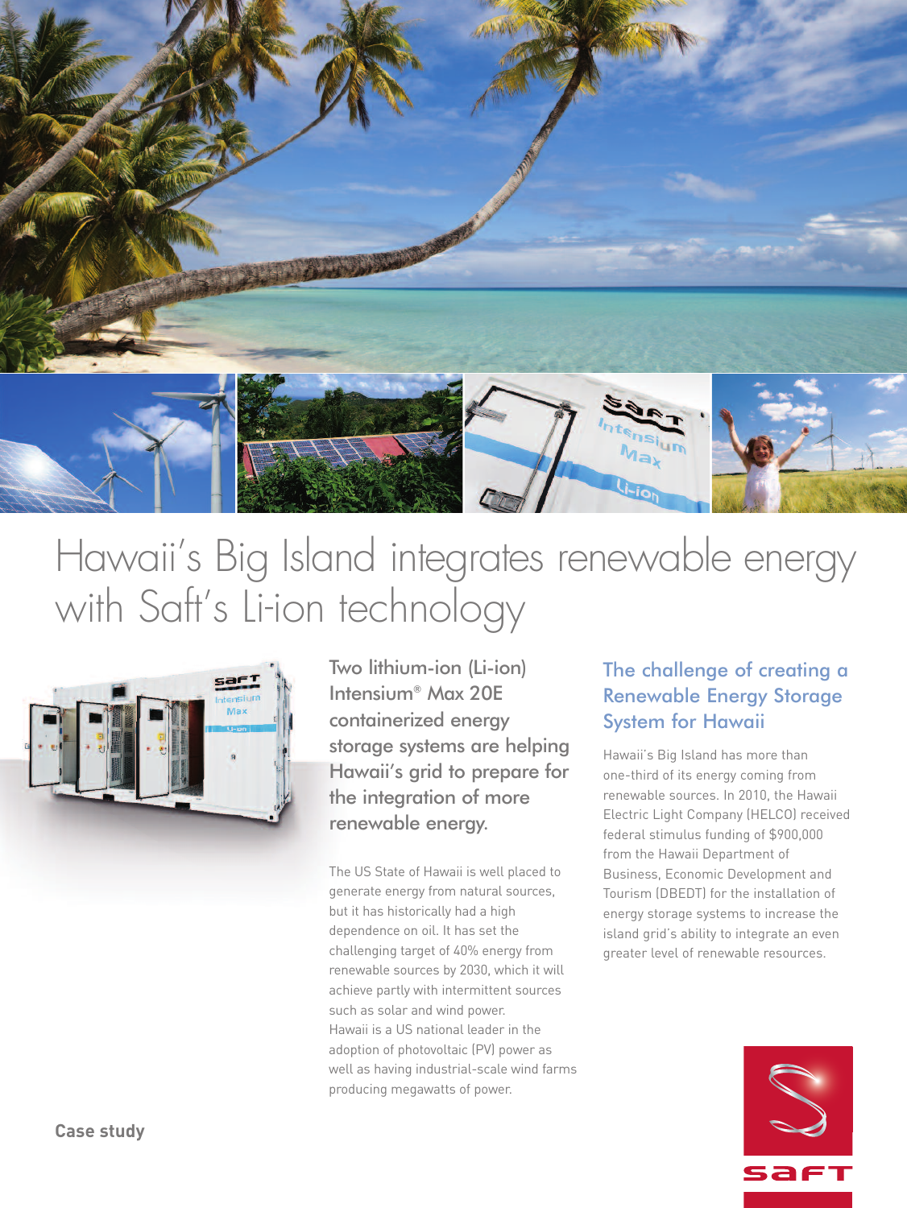# Hawaii's Big Island integrates renewable energy with Saft's Li-ion technology

Two lithium-ion (Li-ion) Intensium® Max 20E containerized energy storage systems are helping Hawaii's grid to prepare for the integration of more renewable energy.

The US State of Hawaii is well placed to generate energy from natural sources, but it has historically had a high dependence on oil. It has set the challenging target of 40% energy from renewable sources by 2030, which it will achieve partly with intermittent sources such as solar and wind power. Hawaii is a US national leader in the adoption of photovoltaic (PV) power as well as having industrial-scale wind farms producing megawatts of power.

## The challenge of creating a Renewable Energy Storage System for Hawaii

Hawaii's Big Island has more than one-third of its energy coming from renewable sources. In 2010, the Hawaii Electric Light Company (HELCO) received federal stimulus funding of $900,000 from the Hawaii Department of Business, Economic Development and Tourism (DBEDT) for the installation of energy storage systems to increase the island grid's ability to integrate an even greater level of renewable resources.

**Case study**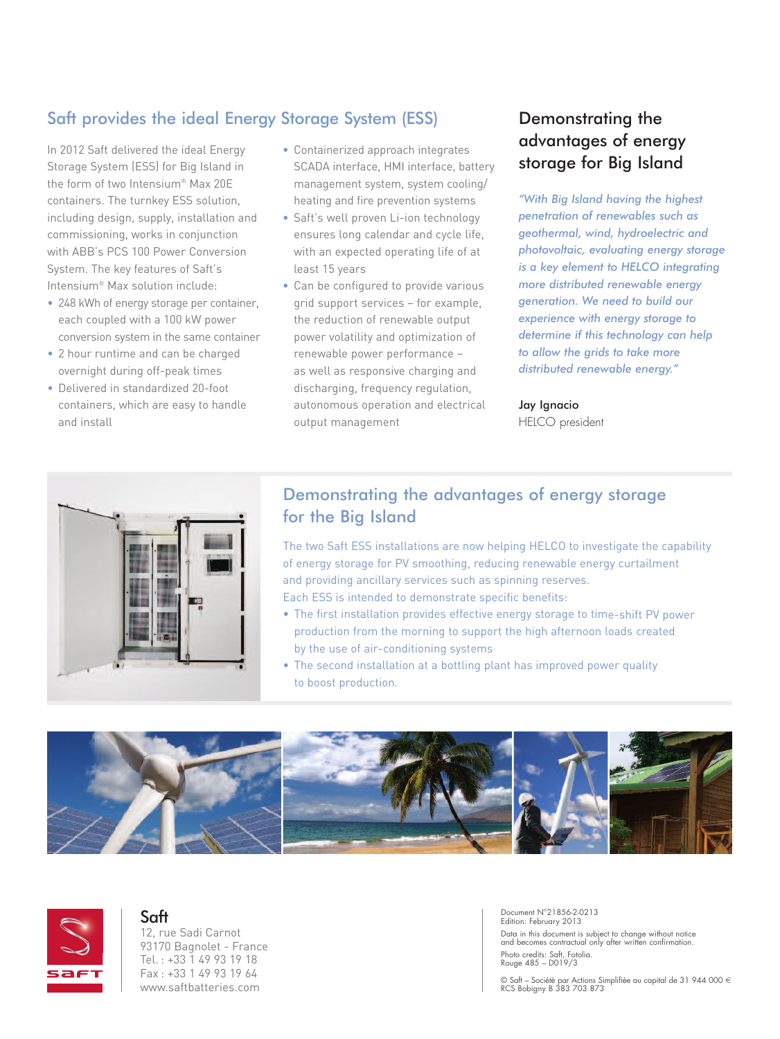## Saft provides the ideal Energy Storage System (ESS)

In 2012 Saft delivered the ideal Energy Storage System (ESS) for Big Island in the form of two Intensium® Max 20E containers. The turnkey ESS solution, including design, supply, installation and commissioning, works in conjunction with ABB's PCS 100 Power Conversion System. The key features of Saft's Intensium® Max solution include:

- 248 kWh of energy storage per container, each coupled with a 100 kW power conversion system in the same container
- 2 hour runtime and can be charged overnight during off-peak times
- Delivered in standardized 20-foot containers, which are easy to handle and install
- Containerized approach integrates SCADA interface, HMI interface, battery management system, system cooling/heating and fire prevention systems
- Saft's well proven Li-ion technology ensures long calendar and cycle life, with an expected operating life of at least 15 years
- Can be configured to provide various grid support services – for example, the reduction of renewable output power volatility and optimization of renewable power performance – as well as responsive charging and discharging, frequency regulation, autonomous operation and electrical output management

## Demonstrating the advantages of energy storage for Big Island

*"With Big Island having the highest penetration of renewables such as geothermal, wind, hydroelectric and photovoltaic, evaluating energy storage is a key element to HELCO integrating more distributed renewable energy generation. We need to build our experience with energy storage to determine if this technology can help to allow the grids to take more distributed renewable energy."*

Jay Ignacio
HELCO president

## Demonstrating the advantages of energy storage for the Big Island

The two Saft ESS installations are now helping HELCO to investigate the capability of energy storage for PV smoothing, reducing renewable energy curtailment and providing ancillary services such as spinning reserves.
Each ESS is intended to demonstrate specific benefits:

- The first installation provides effective energy storage to time-shift PV power production from the morning to support the high afternoon loads created by the use of air-conditioning systems
- The second installation at a bottling plant has improved power quality to boost production.

**Saft**
12, rue Sadi Carnot
93170 Bagnolet - France
Tel. : +33 1 49 93 19 18
Fax : +33 1 49 93 19 64
www.saftbatteries.com

Document N°21856-2-0213
Edition: February 2013
Data in this document is subject to change without notice and becomes contractual only after written confirmation.
Photo credits: Saft, Fotolia.
Rouge 485 – D019/3

© Saft – Société par Actions Simplifiée au capital de 31 944 000 €
RCS Bobigny B 383 703 873